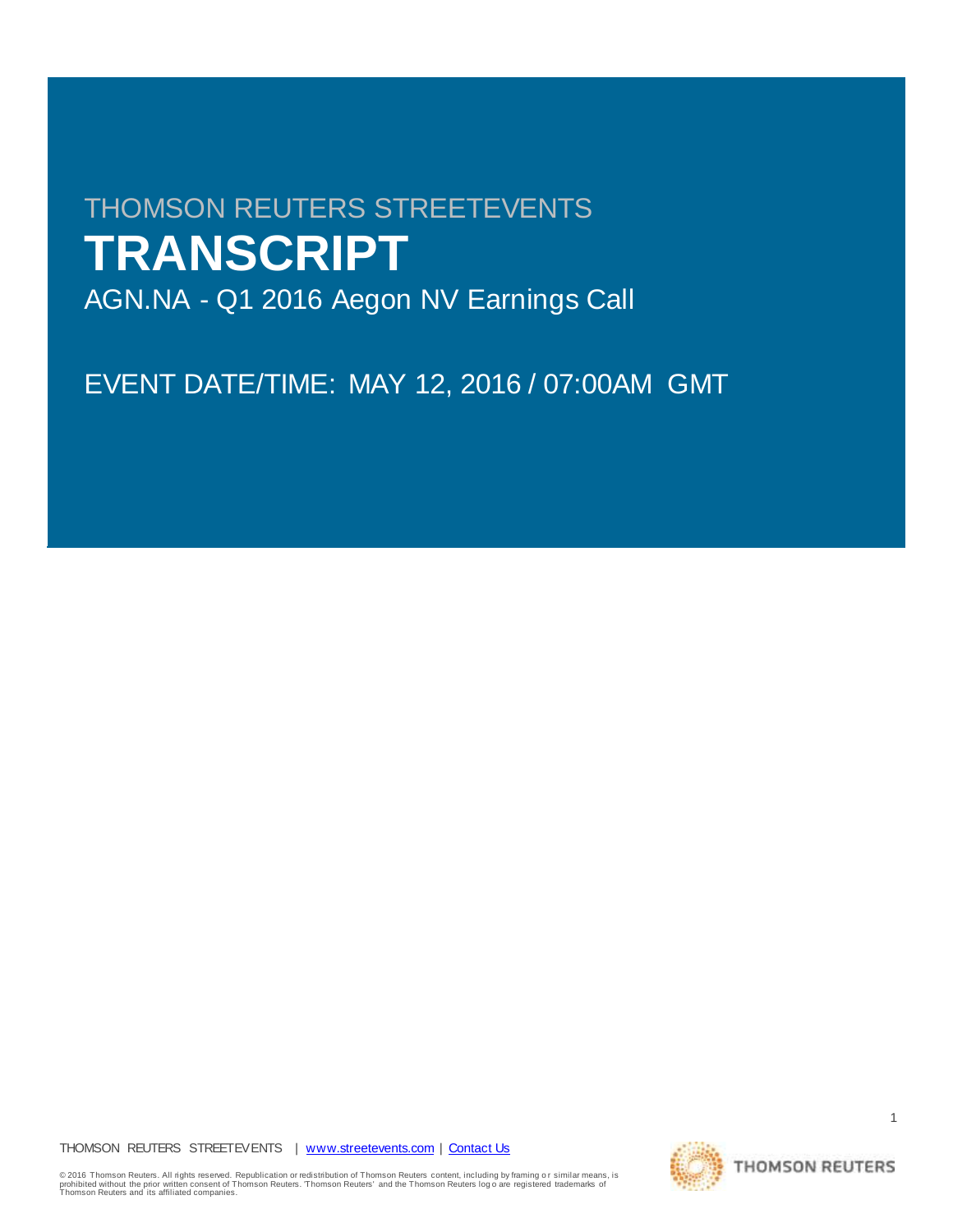THOMSON REUTERS STREETEVENTS

# TRANSCRIPT

AGN.NA - Q1 2016 Aegon NV Earnings Call

EVENT DATE/TIME: MAY 12, 2016 / 07:00AM GMT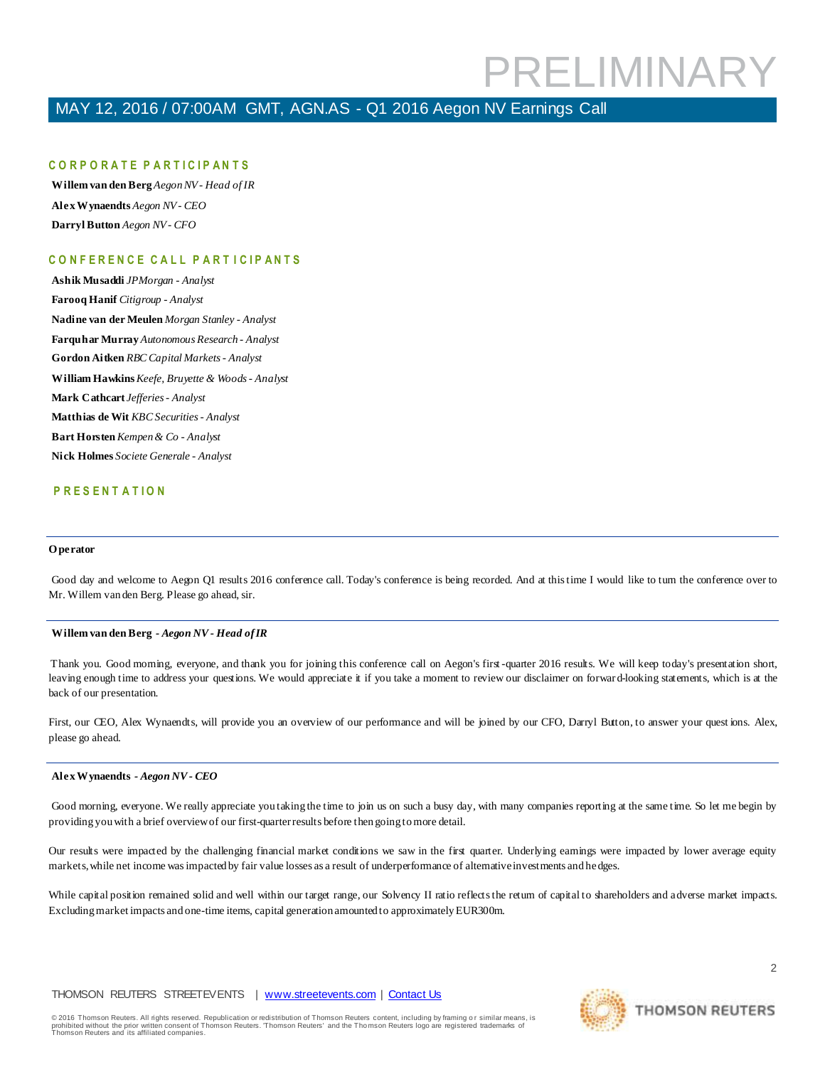## CORPORATE PARTICIPANTS

**Willem van den Berg** *Aegon NV - Head of IR*

**Alex Wynaendts** *Aegon NV - CEO*

**Darryl Button** *Aegon NV - CFO*

## CONFERENCE CALL PARTICIPANTS

**Ashik Musaddi** *JPMorgan - Analyst*

**Farooq Hanif** *Citigroup - Analyst*

**Nadine van der Meulen** *Morgan Stanley - Analyst*

**Farquhar Murray** *Autonomous Research - Analyst*

**Gordon Aitken** *RBC Capital Markets - Analyst*

**William Hawkins** *Keefe, Bruyette & Woods - Analyst*

**Mark Cathcart** *Jefferies - Analyst*

**Matthias de Wit** *KBC Securities - Analyst*

**Bart Horsten** *Kempen & Co - Analyst*

**Nick Holmes** *Societe Generale - Analyst*

## PRESENTATION

---

**Operator**

Good day and welcome to Aegon Q1 results 2016 conference call. Today's conference is being recorded. And at this time I would like to turn the conference over to Mr. Willem van den Berg. Please go ahead, sir.

---

**Willem van den Berg** *- Aegon NV - Head of IR*

Thank you. Good morning, everyone, and thank you for joining this conference call on Aegon's first-quarter 2016 results. We will keep today's presentation short, leaving enough time to address your questions. We would appreciate it if you take a moment to review our disclaimer on forward-looking statements, which is at the back of our presentation.

First, our CEO, Alex Wynaendts, will provide you an overview of our performance and will be joined by our CFO, Darryl Button, to answer your questions. Alex, please go ahead.

---

**Alex Wynaendts** *- Aegon NV - CEO*

Good morning, everyone. We really appreciate you taking the time to join us on such a busy day, with many companies reporting at the same time. So let me begin by providing you with a brief overview of our first-quarter results before then going to more detail.

Our results were impacted by the challenging financial market conditions we saw in the first quarter. Underlying earnings were impacted by lower average equity markets, while net income was impacted by fair value losses as a result of underperformance of alternative investments and hedges.

While capital position remained solid and well within our target range, our Solvency II ratio reflects the return of capital to shareholders and adverse market impacts. Excluding market impacts and one-time items, capital generation amounted to approximately EUR300m.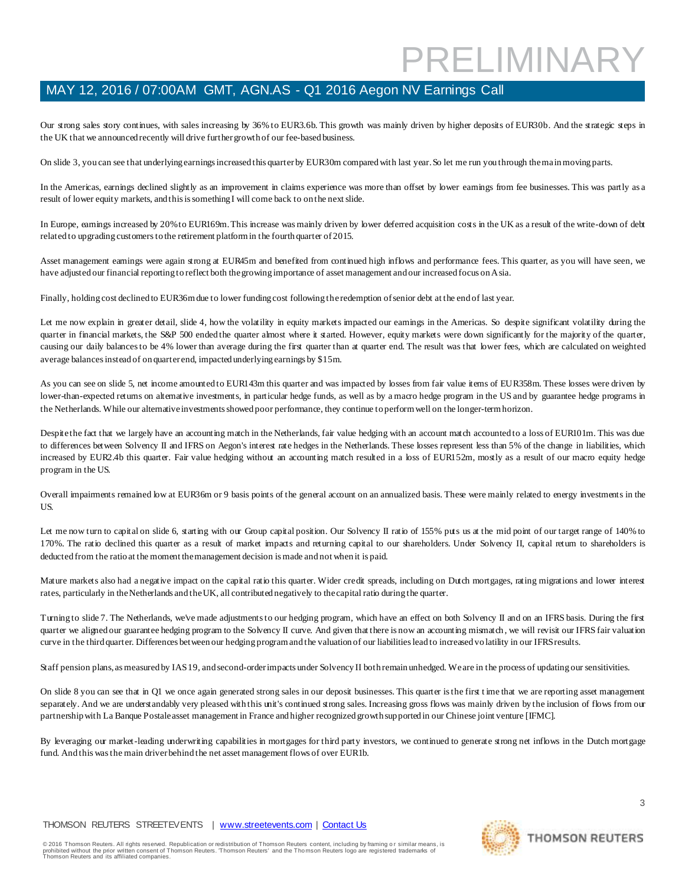Our strong sales story continues, with sales increasing by 36% to EUR3.6b. This growth was mainly driven by higher deposits of EUR30b. And the strategic steps in the UK that we announced recently will drive further growth of our fee-based business.

On slide 3, you can see that underlying earnings increased this quarter by EUR30m compared with last year. So let me run you through the main moving parts.

In the Americas, earnings declined slightly as an improvement in claims experience was more than offset by lower earnings from fee businesses. This was partly as a result of lower equity markets, and this is something I will come back to on the next slide.

In Europe, earnings increased by 20% to EUR169m. This increase was mainly driven by lower deferred acquisition costs in the UK as a result of the write-down of debt related to upgrading customers to the retirement platform in the fourth quarter of 2015.

Asset management earnings were again strong at EUR45m and benefited from continued high inflows and performance fees. This quarter, as you will have seen, we have adjusted our financial reporting to reflect both the growing importance of asset management and our increased focus on Asia.

Finally, holding cost declined to EUR36m due to lower funding cost following the redemption of senior debt at the end of last year.

Let me now explain in greater detail, slide 4, how the volatility in equity markets impacted our earnings in the Americas. So despite significant volatility during the quarter in financial markets, the S&P 500 ended the quarter almost where it started. However, equity markets were down significantly for the majority of the quarter, causing our daily balances to be 4% lower than average during the first quarter than at quarter end. The result was that lower fees, which are calculated on weighted average balances instead of on quarter end, impacted underlying earnings by $15m.

As you can see on slide 5, net income amounted to EUR143m this quarter and was impacted by losses from fair value items of EUR358m. These losses were driven by lower-than-expected returns on alternative investments, in particular hedge funds, as well as by a macro hedge program in the US and by guarantee hedge programs in the Netherlands. While our alternative investments showed poor performance, they continue to perform well on the longer-term horizon.

Despite the fact that we largely have an accounting match in the Netherlands, fair value hedging with an account match accounted to a loss of EUR101m. This was due to differences between Solvency II and IFRS on Aegon's interest rate hedges in the Netherlands. These losses represent less than 5% of the change in liabilities, which increased by EUR2.4b this quarter. Fair value hedging without an accounting match resulted in a loss of EUR152m, mostly as a result of our macro equity hedge program in the US.

Overall impairments remained low at EUR36m or 9 basis points of the general account on an annualized basis. These were mainly related to energy investments in the US.

Let me now turn to capital on slide 6, starting with our Group capital position. Our Solvency II ratio of 155% puts us at the mid point of our target range of 140% to 170%. The ratio declined this quarter as a result of market impacts and returning capital to our shareholders. Under Solvency II, capital return to shareholders is deducted from the ratio at the moment the management decision is made and not when it is paid.

Mature markets also had a negative impact on the capital ratio this quarter. Wider credit spreads, including on Dutch mortgages, rating migrations and lower interest rates, particularly in the Netherlands and the UK, all contributed negatively to the capital ratio during the quarter.

Turning to slide 7. The Netherlands, we've made adjustments to our hedging program, which have an effect on both Solvency II and on an IFRS basis. During the first quarter we aligned our guarantee hedging program to the Solvency II curve. And given that there is now an accounting mismatch, we will revisit our IFRS fair valuation curve in the third quarter. Differences between our hedging program and the valuation of our liabilities lead to increased volatility in our IFRS results.

Staff pension plans, as measured by IAS 19, and second-order impacts under Solvency II both remain unhedged. We are in the process of updating our sensitivities.

On slide 8 you can see that in Q1 we once again generated strong sales in our deposit businesses. This quarter is the first time that we are reporting asset management separately. And we are understandably very pleased with this unit's continued strong sales. Increasing gross flows was mainly driven by the inclusion of flows from our partnership with La Banque Postale asset management in France and higher recognized growth supported in our Chinese joint venture [IFMC].

By leveraging our market-leading underwriting capabilities in mortgages for third party investors, we continued to generate strong net inflows in the Dutch mortgage fund. And this was the main driver behind the net asset management flows of over EUR1b.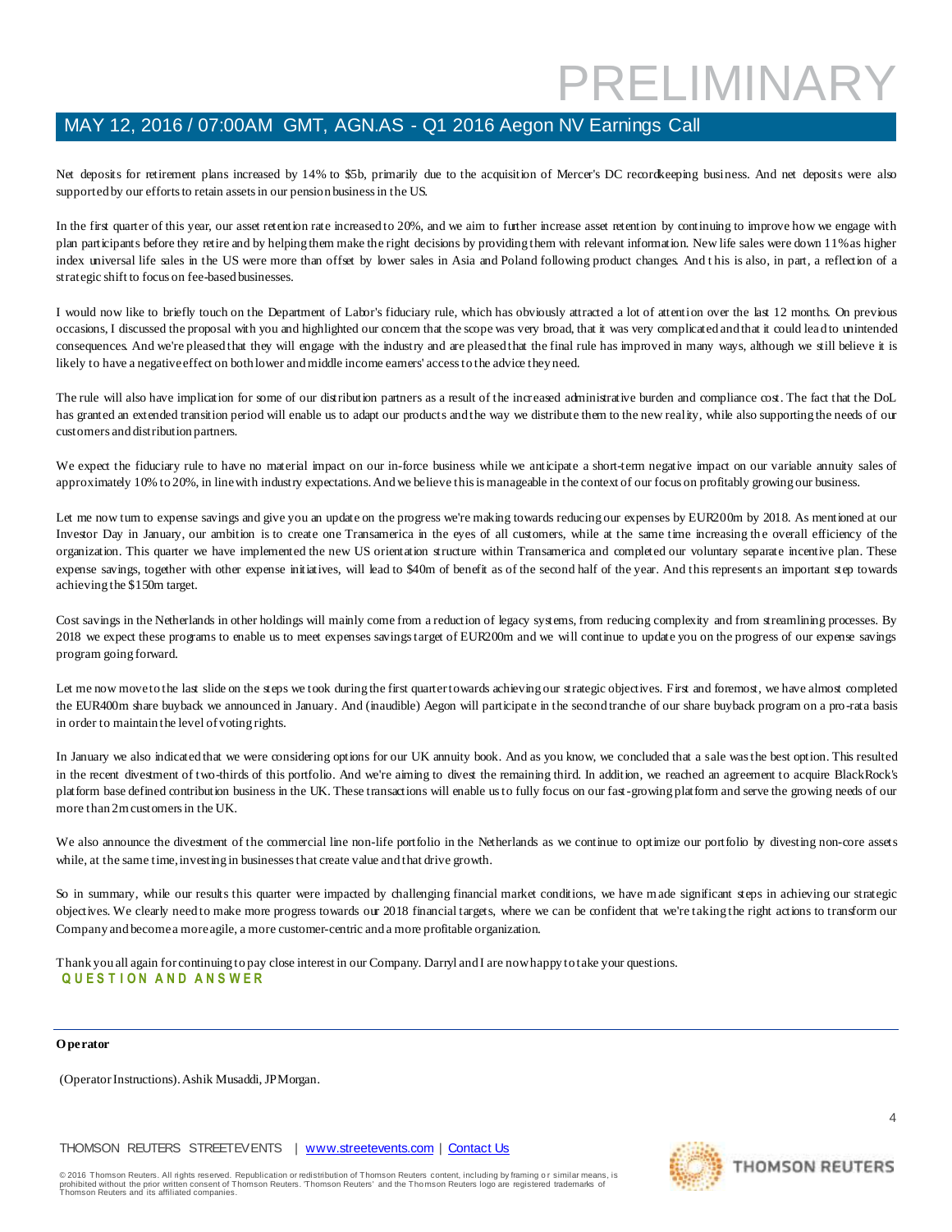Net deposits for retirement plans increased by 14% to $5b, primarily due to the acquisition of Mercer's DC recordkeeping business. And net deposits were also supported by our efforts to retain assets in our pension business in the US.

In the first quarter of this year, our asset retention rate increased to 20%, and we aim to further increase asset retention by continuing to improve how we engage with plan participants before they retire and by helping them make the right decisions by providing them with relevant information. New life sales were down 11% as higher index universal life sales in the US were more than offset by lower sales in Asia and Poland following product changes. And this is also, in part, a reflection of a strategic shift to focus on fee-based businesses.

I would now like to briefly touch on the Department of Labor's fiduciary rule, which has obviously attracted a lot of attention over the last 12 months. On previous occasions, I discussed the proposal with you and highlighted our concern that the scope was very broad, that it was very complicated and that it could lead to unintended consequences. And we're pleased that they will engage with the industry and are pleased that the final rule has improved in many ways, although we still believe it is likely to have a negative effect on both lower and middle income earners' access to the advice they need.

The rule will also have implication for some of our distribution partners as a result of the increased administrative burden and compliance cost. The fact that the DoL has granted an extended transition period will enable us to adapt our products and the way we distribute them to the new reality, while also supporting the needs of our customers and distribution partners.

We expect the fiduciary rule to have no material impact on our in-force business while we anticipate a short-term negative impact on our variable annuity sales of approximately 10% to 20%, in line with industry expectations. And we believe this is manageable in the context of our focus on profitably growing our business.

Let me now turn to expense savings and give you an update on the progress we're making towards reducing our expenses by EUR200m by 2018. As mentioned at our Investor Day in January, our ambition is to create one Transamerica in the eyes of all customers, while at the same time increasing the overall efficiency of the organization. This quarter we have implemented the new US orientation structure within Transamerica and completed our voluntary separate incentive plan. These expense savings, together with other expense initiatives, will lead to $40m of benefit as of the second half of the year. And this represents an important step towards achieving the $150m target.

Cost savings in the Netherlands in other holdings will mainly come from a reduction of legacy systems, from reducing complexity and from streamlining processes. By 2018 we expect these programs to enable us to meet expenses savings target of EUR200m and we will continue to update you on the progress of our expense savings program going forward.

Let me now move to the last slide on the steps we took during the first quarter towards achieving our strategic objectives. First and foremost, we have almost completed the EUR400m share buyback we announced in January. And (inaudible) Aegon will participate in the second tranche of our share buyback program on a pro-rata basis in order to maintain the level of voting rights.

In January we also indicated that we were considering options for our UK annuity book. And as you know, we concluded that a sale was the best option. This resulted in the recent divestment of two-thirds of this portfolio. And we're aiming to divest the remaining third. In addition, we reached an agreement to acquire BlackRock's platform base defined contribution business in the UK. These transactions will enable us to fully focus on our fast-growing platform and serve the growing needs of our more than 2m customers in the UK.

We also announce the divestment of the commercial line non-life portfolio in the Netherlands as we continue to optimize our portfolio by divesting non-core assets while, at the same time, investing in businesses that create value and that drive growth.

So in summary, while our results this quarter were impacted by challenging financial market conditions, we have made significant steps in achieving our strategic objectives. We clearly need to make more progress towards our 2018 financial targets, where we can be confident that we're taking the right actions to transform our Company and become a more agile, a more customer-centric and a more profitable organization.

Thank you all again for continuing to pay close interest in our Company. Darryl and I are now happy to take your questions.

## QUESTION AND ANSWER

---

**Operator**

(Operator Instructions). Ashik Musaddi, JPMorgan.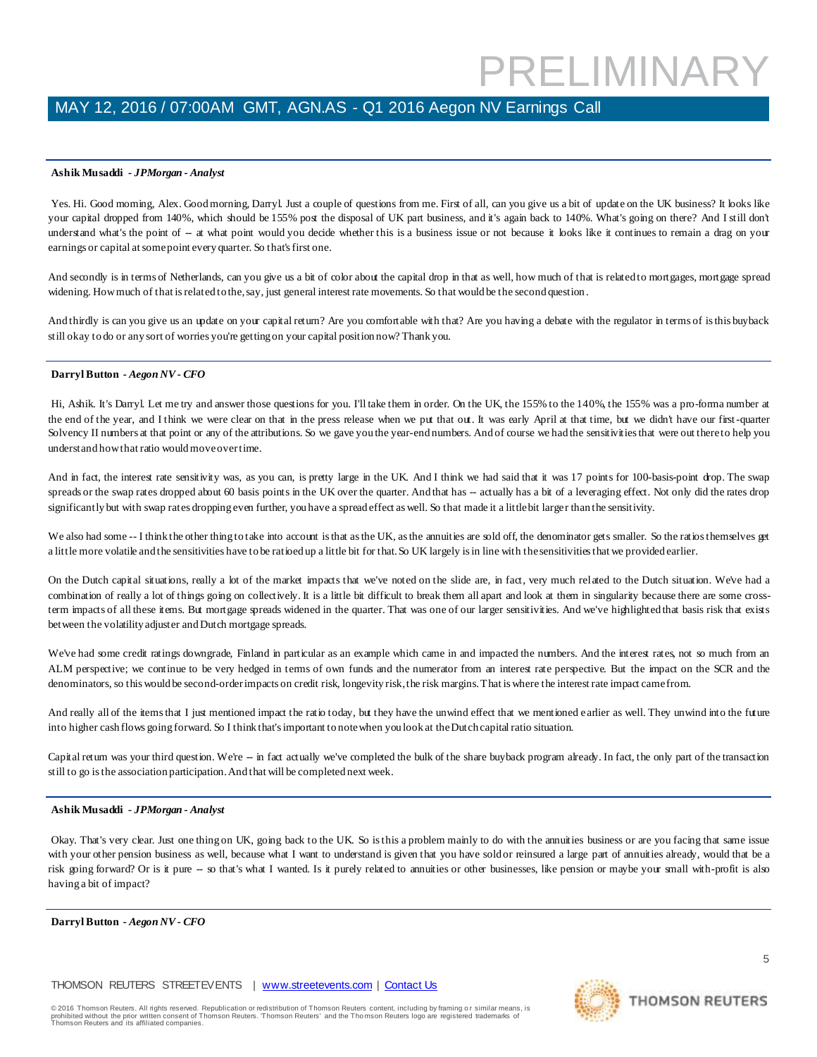**Ashik Musaddi** - *JPMorgan - Analyst*

Yes. Hi. Good morning, Alex. Good morning, Darryl. Just a couple of questions from me. First of all, can you give us a bit of update on the UK business? It looks like your capital dropped from 140%, which should be 155% post the disposal of UK part business, and it's again back to 140%. What's going on there? And I still don't understand what's the point of -- at what point would you decide whether this is a business issue or not because it looks like it continues to remain a drag on your earnings or capital at some point every quarter. So that's first one.

And secondly is in terms of Netherlands, can you give us a bit of color about the capital drop in that as well, how much of that is related to mortgages, mortgage spread widening. How much of that is related to the, say, just general interest rate movements. So that would be the second question.

And thirdly is can you give us an update on your capital return? Are you comfortable with that? Are you having a debate with the regulator in terms of is this buyback still okay to do or any sort of worries you're getting on your capital position now? Thank you.

**Darryl Button** - *Aegon NV - CFO*

Hi, Ashik. It's Darryl. Let me try and answer those questions for you. I'll take them in order. On the UK, the 155% to the 140%, the 155% was a pro-forma number at the end of the year, and I think we were clear on that in the press release when we put that out. It was early April at that time, but we didn't have our first-quarter Solvency II numbers at that point or any of the attributions. So we gave you the year-end numbers. And of course we had the sensitivities that were out there to help you understand how that ratio would move over time.

And in fact, the interest rate sensitivity was, as you can, is pretty large in the UK. And I think we had said that it was 17 points for 100-basis-point drop. The swap spreads or the swap rates dropped about 60 basis points in the UK over the quarter. And that has -- actually has a bit of a leveraging effect. Not only did the rates drop significantly but with swap rates dropping even further, you have a spread effect as well. So that made it a little bit larger than the sensitivity.

We also had some -- I think the other thing to take into account is that as the UK, as the annuities are sold off, the denominator gets smaller. So the ratios themselves get a little more volatile and the sensitivities have to be ratioed up a little bit for that. So UK largely is in line with the sensitivities that we provided earlier.

On the Dutch capital situations, really a lot of the market impacts that we've noted on the slide are, in fact, very much related to the Dutch situation. We've had a combination of really a lot of things going on collectively. It is a little bit difficult to break them all apart and look at them in singularity because there are some cross-term impacts of all these items. But mortgage spreads widened in the quarter. That was one of our larger sensitivities. And we've highlighted that basis risk that exists between the volatility adjuster and Dutch mortgage spreads.

We've had some credit ratings downgrade, Finland in particular as an example which came in and impacted the numbers. And the interest rates, not so much from an ALM perspective; we continue to be very hedged in terms of own funds and the numerator from an interest rate perspective. But the impact on the SCR and the denominators, so this would be second-order impacts on credit risk, longevity risk, the risk margins. That is where the interest rate impact came from.

And really all of the items that I just mentioned impact the ratio today, but they have the unwind effect that we mentioned earlier as well. They unwind into the future into higher cash flows going forward. So I think that's important to note when you look at the Dutch capital ratio situation.

Capital return was your third question. We're -- in fact actually we've completed the bulk of the share buyback program already. In fact, the only part of the transaction still to go is the association participation. And that will be completed next week.

**Ashik Musaddi** - *JPMorgan - Analyst*

Okay. That's very clear. Just one thing on UK, going back to the UK. So is this a problem mainly to do with the annuities business or are you facing that same issue with your other pension business as well, because what I want to understand is given that you have sold or reinsured a large part of annuities already, would that be a risk going forward? Or is it pure -- so that's what I wanted. Is it purely related to annuities or other businesses, like pension or maybe your small with-profit is also having a bit of impact?

**Darryl Button** - *Aegon NV - CFO*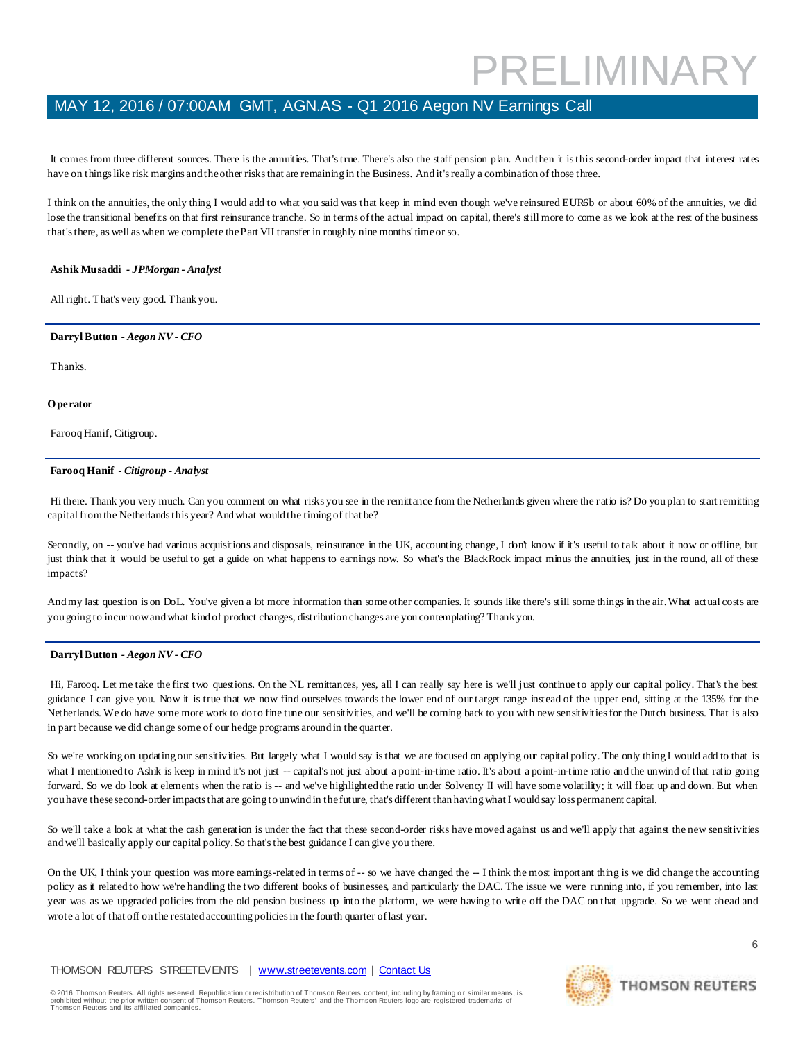It comes from three different sources. There is the annuities. That's true. There's also the staff pension plan. And then it is this second-order impact that interest rates have on things like risk margins and the other risks that are remaining in the Business. And it's really a combination of those three.

I think on the annuities, the only thing I would add to what you said was that keep in mind even though we've reinsured EUR6b or about 60% of the annuities, we did lose the transitional benefits on that first reinsurance tranche. So in terms of the actual impact on capital, there's still more to come as we look at the rest of the business that's there, as well as when we complete the Part VII transfer in roughly nine months' time or so.

---

**Ashik Musaddi** *- JPMorgan - Analyst*

All right. That's very good. Thank you.

---

**Darryl Button** *- Aegon NV - CFO*

Thanks.

---

**Operator**

Farooq Hanif, Citigroup.

---

**Farooq Hanif** *- Citigroup - Analyst*

Hi there. Thank you very much. Can you comment on what risks you see in the remittance from the Netherlands given where the ratio is? Do you plan to start remitting capital from the Netherlands this year? And what would the timing of that be?

Secondly, on -- you've had various acquisitions and disposals, reinsurance in the UK, accounting change, I don't know if it's useful to talk about it now or offline, but just think that it would be useful to get a guide on what happens to earnings now. So what's the BlackRock impact minus the annuities, just in the round, all of these impacts?

And my last question is on DoL. You've given a lot more information than some other companies. It sounds like there's still some things in the air. What actual costs are you going to incur now and what kind of product changes, distribution changes are you contemplating? Thank you.

---

**Darryl Button** *- Aegon NV - CFO*

Hi, Farooq. Let me take the first two questions. On the NL remittances, yes, all I can really say here is we'll just continue to apply our capital policy. That's the best guidance I can give you. Now it is true that we now find ourselves towards the lower end of our target range instead of the upper end, sitting at the 135% for the Netherlands. We do have some more work to do to fine tune our sensitivities, and we'll be coming back to you with new sensitivities for the Dutch business. That is also in part because we did change some of our hedge programs around in the quarter.

So we're working on updating our sensitivities. But largely what I would say is that we are focused on applying our capital policy. The only thing I would add to that is what I mentioned to Ashik is keep in mind it's not just -- capital's not just about a point-in-time ratio. It's about a point-in-time ratio and the unwind of that ratio going forward. So we do look at elements when the ratio is -- and we've highlighted the ratio under Solvency II will have some volatility; it will float up and down. But when you have these second-order impacts that are going to unwind in the future, that's different than having what I would say loss permanent capital.

So we'll take a look at what the cash generation is under the fact that these second-order risks have moved against us and we'll apply that against the new sensitivities and we'll basically apply our capital policy. So that's the best guidance I can give you there.

On the UK, I think your question was more earnings-related in terms of -- so we have changed the -- I think the most important thing is we did change the accounting policy as it related to how we're handling the two different books of businesses, and particularly the DAC. The issue we were running into, if you remember, into last year was as we upgraded policies from the old pension business up into the platform, we were having to write off the DAC on that upgrade. So we went ahead and wrote a lot of that off on the restated accounting policies in the fourth quarter of last year.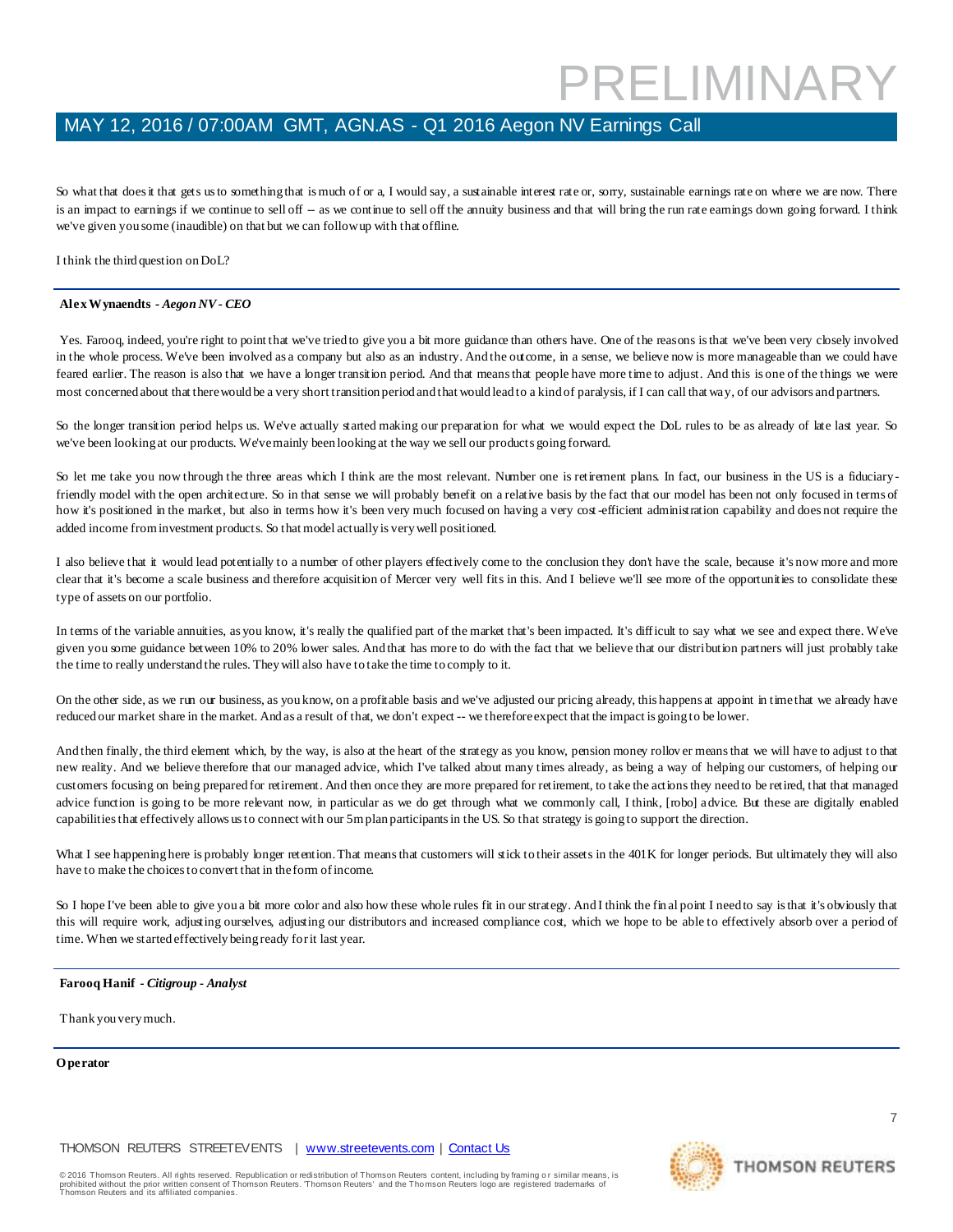So what that does it that gets us to something that is much of or a, I would say, a sustainable interest rate or, sorry, sustainable earnings rate on where we are now. There is an impact to earnings if we continue to sell off -- as we continue to sell off the annuity business and that will bring the run rate earnings down going forward. I think we've given you some (inaudible) on that but we can follow up with that offline.

I think the third question on DoL?

---

**Alex Wynaendts** *- Aegon NV - CEO*

Yes. Farooq, indeed, you're right to point that we've tried to give you a bit more guidance than others have. One of the reasons is that we've been very closely involved in the whole process. We've been involved as a company but also as an industry. And the outcome, in a sense, we believe now is more manageable than we could have feared earlier. The reason is also that we have a longer transition period. And that means that people have more time to adjust. And this is one of the things we were most concerned about that there would be a very short transition period and that would lead to a kind of paralysis, if I can call that way, of our advisors and partners.

So the longer transition period helps us. We've actually started making our preparation for what we would expect the DoL rules to be as already of late last year. So we've been looking at our products. We've mainly been looking at the way we sell our products going forward.

So let me take you now through the three areas which I think are the most relevant. Number one is retirement plans. In fact, our business in the US is a fiduciary-friendly model with the open architecture. So in that sense we will probably benefit on a relative basis by the fact that our model has been not only focused in terms of how it's positioned in the market, but also in terms how it's been very much focused on having a very cost-efficient administration capability and does not require the added income from investment products. So that model actually is very well positioned.

I also believe that it would lead potentially to a number of other players effectively come to the conclusion they don't have the scale, because it's now more and more clear that it's become a scale business and therefore acquisition of Mercer very well fits in this. And I believe we'll see more of the opportunities to consolidate these type of assets on our portfolio.

In terms of the variable annuities, as you know, it's really the qualified part of the market that's been impacted. It's difficult to say what we see and expect there. We've given you some guidance between 10% to 20% lower sales. And that has more to do with the fact that we believe that our distribution partners will just probably take the time to really understand the rules. They will also have to take the time to comply to it.

On the other side, as we run our business, as you know, on a profitable basis and we've adjusted our pricing already, this happens at appoint in time that we already have reduced our market share in the market. And as a result of that, we don't expect -- we therefore expect that the impact is going to be lower.

And then finally, the third element which, by the way, is also at the heart of the strategy as you know, pension money rollover means that we will have to adjust to that new reality. And we believe therefore that our managed advice, which I've talked about many times already, as being a way of helping our customers, of helping our customers focusing on being prepared for retirement. And then once they are more prepared for retirement, to take the actions they need to be retired, that that managed advice function is going to be more relevant now, in particular as we do get through what we commonly call, I think, [robo] advice. But these are digitally enabled capabilities that effectively allows us to connect with our 5m plan participants in the US. So that strategy is going to support the direction.

What I see happening here is probably longer retention. That means that customers will stick to their assets in the 401K for longer periods. But ultimately they will also have to make the choices to convert that in the form of income.

So I hope I've been able to give you a bit more color and also how these whole rules fit in our strategy. And I think the final point I need to say is that it's obviously that this will require work, adjusting ourselves, adjusting our distributors and increased compliance cost, which we hope to be able to effectively absorb over a period of time. When we started effectively being ready for it last year.

---

**Farooq Hanif** *- Citigroup - Analyst*

Thank you very much.

---

**Operator**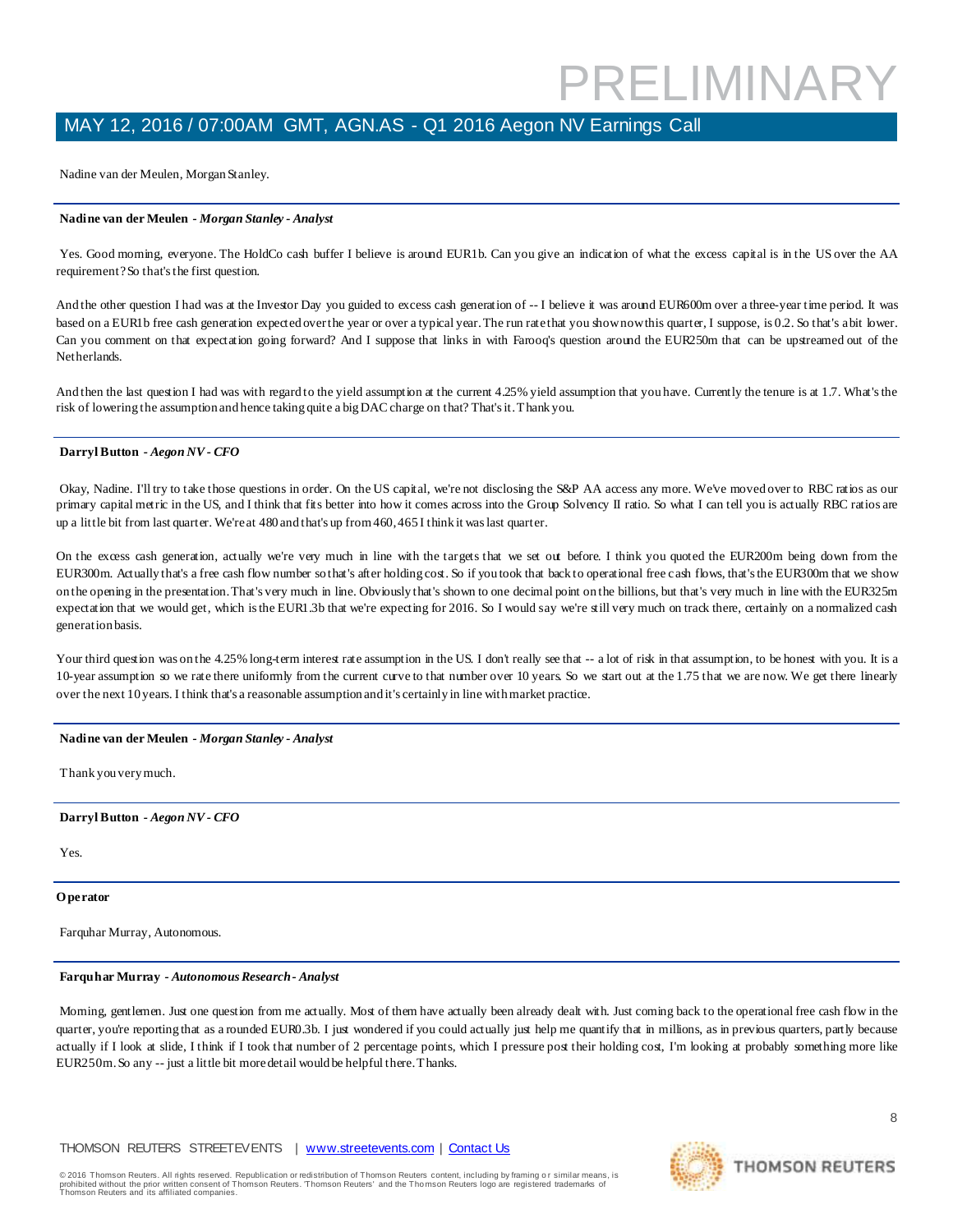Nadine van der Meulen, Morgan Stanley.

---

**Nadine van der Meulen** - *Morgan Stanley - Analyst*

Yes. Good morning, everyone. The HoldCo cash buffer I believe is around EUR1b. Can you give an indication of what the excess capital is in the US over the AA requirement? So that's the first question.

And the other question I had was at the Investor Day you guided to excess cash generation of -- I believe it was around EUR600m over a three-year time period. It was based on a EUR1b free cash generation expected over the year or over a typical year. The run rate that you show now this quarter, I suppose, is 0.2. So that's a bit lower. Can you comment on that expectation going forward? And I suppose that links in with Farooq's question around the EUR250m that can be upstreamed out of the Netherlands.

And then the last question I had was with regard to the yield assumption at the current 4.25% yield assumption that you have. Currently the tenure is at 1.7. What's the risk of lowering the assumption and hence taking quite a big DAC charge on that? That's it. Thank you.

---

**Darryl Button** - *Aegon NV - CFO*

Okay, Nadine. I'll try to take those questions in order. On the US capital, we're not disclosing the S&P AA access any more. We've moved over to RBC ratios as our primary capital metric in the US, and I think that fits better into how it comes across into the Group Solvency II ratio. So what I can tell you is actually RBC ratios are up a little bit from last quarter. We're at 480 and that's up from 460, 465 I think it was last quarter.

On the excess cash generation, actually we're very much in line with the targets that we set out before. I think you quoted the EUR200m being down from the EUR300m. Actually that's a free cash flow number so that's after holding cost. So if you took that back to operational free cash flows, that's the EUR300m that we show on the opening in the presentation. That's very much in line. Obviously that's shown to one decimal point on the billions, but that's very much in line with the EUR325m expectation that we would get, which is the EUR1.3b that we're expecting for 2016. So I would say we're still very much on track there, certainly on a normalized cash generation basis.

Your third question was on the 4.25% long-term interest rate assumption in the US. I don't really see that -- a lot of risk in that assumption, to be honest with you. It is a 10-year assumption so we rate there uniformly from the current curve to that number over 10 years. So we start out at the 1.75 that we are now. We get there linearly over the next 10 years. I think that's a reasonable assumption and it's certainly in line with market practice.

---

**Nadine van der Meulen** - *Morgan Stanley - Analyst*

Thank you very much.

---

**Darryl Button** - *Aegon NV - CFO*

Yes.

---

**Operator**

Farquhar Murray, Autonomous.

---

**Farquhar Murray** - *Autonomous Research - Analyst*

Morning, gentlemen. Just one question from me actually. Most of them have actually been already dealt with. Just coming back to the operational free cash flow in the quarter, you're reporting that as a rounded EUR0.3b. I just wondered if you could actually just help me quantify that in millions, as in previous quarters, partly because actually if I look at slide, I think if I took that number of 2 percentage points, which I pressure post their holding cost, I'm looking at probably something more like EUR250m. So any -- just a little bit more detail would be helpful there. Thanks.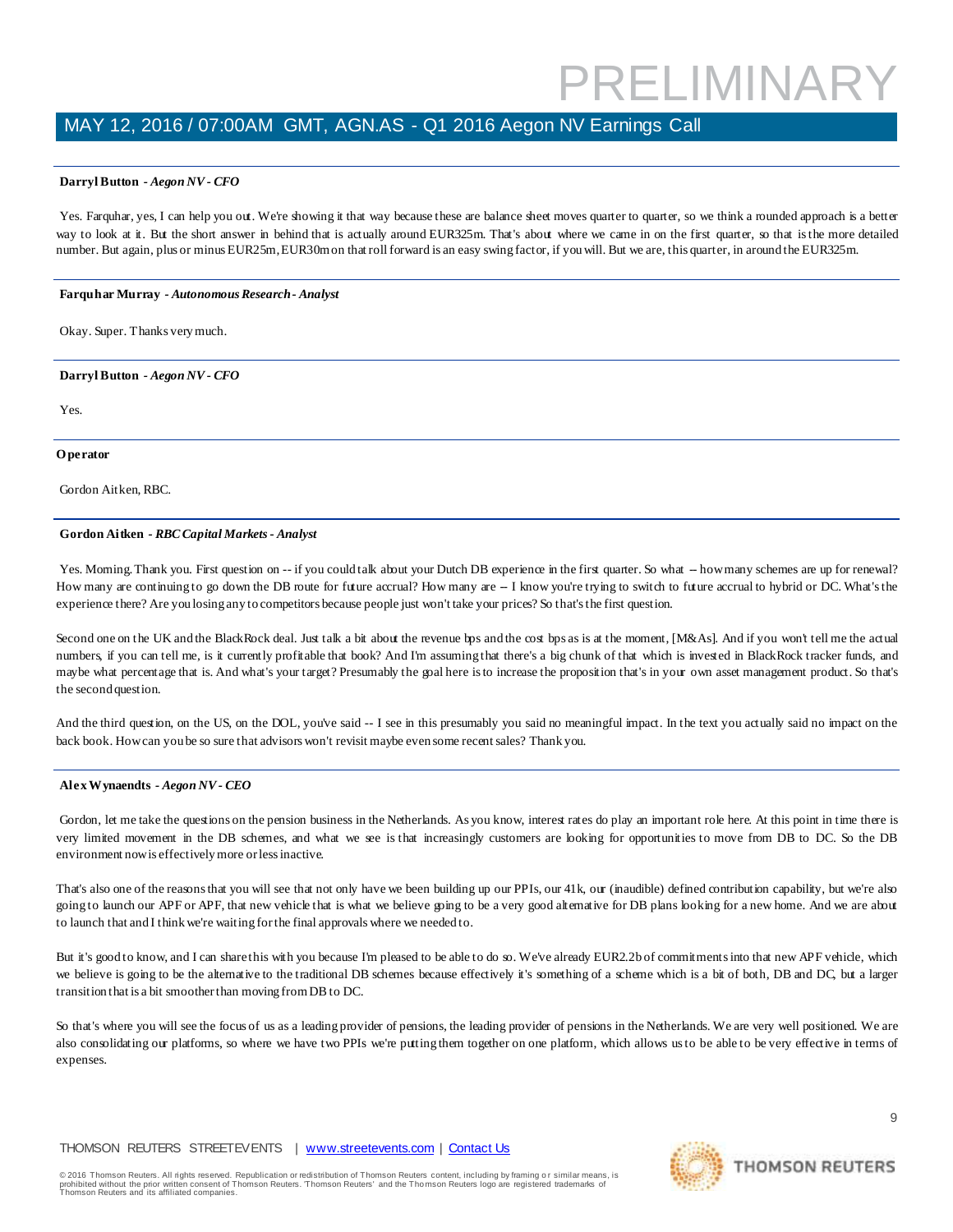**Darryl Button** - *Aegon NV - CFO*

Yes. Farquhar, yes, I can help you out. We're showing it that way because these are balance sheet moves quarter to quarter, so we think a rounded approach is a better way to look at it. But the short answer in behind that is actually around EUR325m. That's about where we came in on the first quarter, so that is the more detailed number. But again, plus or minus EUR25m, EUR30m on that roll forward is an easy swing factor, if you will. But we are, this quarter, in around the EUR325m.

---

**Farquhar Murray** - *Autonomous Research - Analyst*

Okay. Super. Thanks very much.

---

**Darryl Button** - *Aegon NV - CFO*

Yes.

---

**Operator**

Gordon Aitken, RBC.

---

**Gordon Aitken** - *RBC Capital Markets - Analyst*

Yes. Morning. Thank you. First question on -- if you could talk about your Dutch DB experience in the first quarter. So what -- how many schemes are up for renewal? How many are continuing to go down the DB route for future accrual? How many are -- I know you're trying to switch to future accrual to hybrid or DC. What's the experience there? Are you losing any to competitors because people just won't take your prices? So that's the first question.

Second one on the UK and the BlackRock deal. Just talk a bit about the revenue bps and the cost bps as is at the moment, [M&As]. And if you won't tell me the actual numbers, if you can tell me, is it currently profitable that book? And I'm assuming that there's a big chunk of that which is invested in BlackRock tracker funds, and maybe what percentage that is. And what's your target? Presumably the goal here is to increase the proposition that's in your own asset management product. So that's the second question.

And the third question, on the US, on the DOL, you've said -- I see in this presumably you said no meaningful impact. In the text you actually said no impact on the back book. How can you be so sure that advisors won't revisit maybe even some recent sales? Thank you.

---

**Alex Wynaendts** - *Aegon NV - CEO*

Gordon, let me take the questions on the pension business in the Netherlands. As you know, interest rates do play an important role here. At this point in time there is very limited movement in the DB schemes, and what we see is that increasingly customers are looking for opportunities to move from DB to DC. So the DB environment now is effectively more or less inactive.

That's also one of the reasons that you will see that not only have we been building up our PPIs, our 41k, our (inaudible) defined contribution capability, but we're also going to launch our APF or APF, that new vehicle that is what we believe going to be a very good alternative for DB plans looking for a new home. And we are about to launch that and I think we're waiting for the final approvals where we needed to.

But it's good to know, and I can share this with you because I'm pleased to be able to do so. We've already EUR2.2b of commitments into that new APF vehicle, which we believe is going to be the alternative to the traditional DB schemes because effectively it's something of a scheme which is a bit of both, DB and DC, but a larger transition that is a bit smoother than moving from DB to DC.

So that's where you will see the focus of us as a leading provider of pensions, the leading provider of pensions in the Netherlands. We are very well positioned. We are also consolidating our platforms, so where we have two PPIs we're putting them together on one platform, which allows us to be able to be very effective in terms of expenses.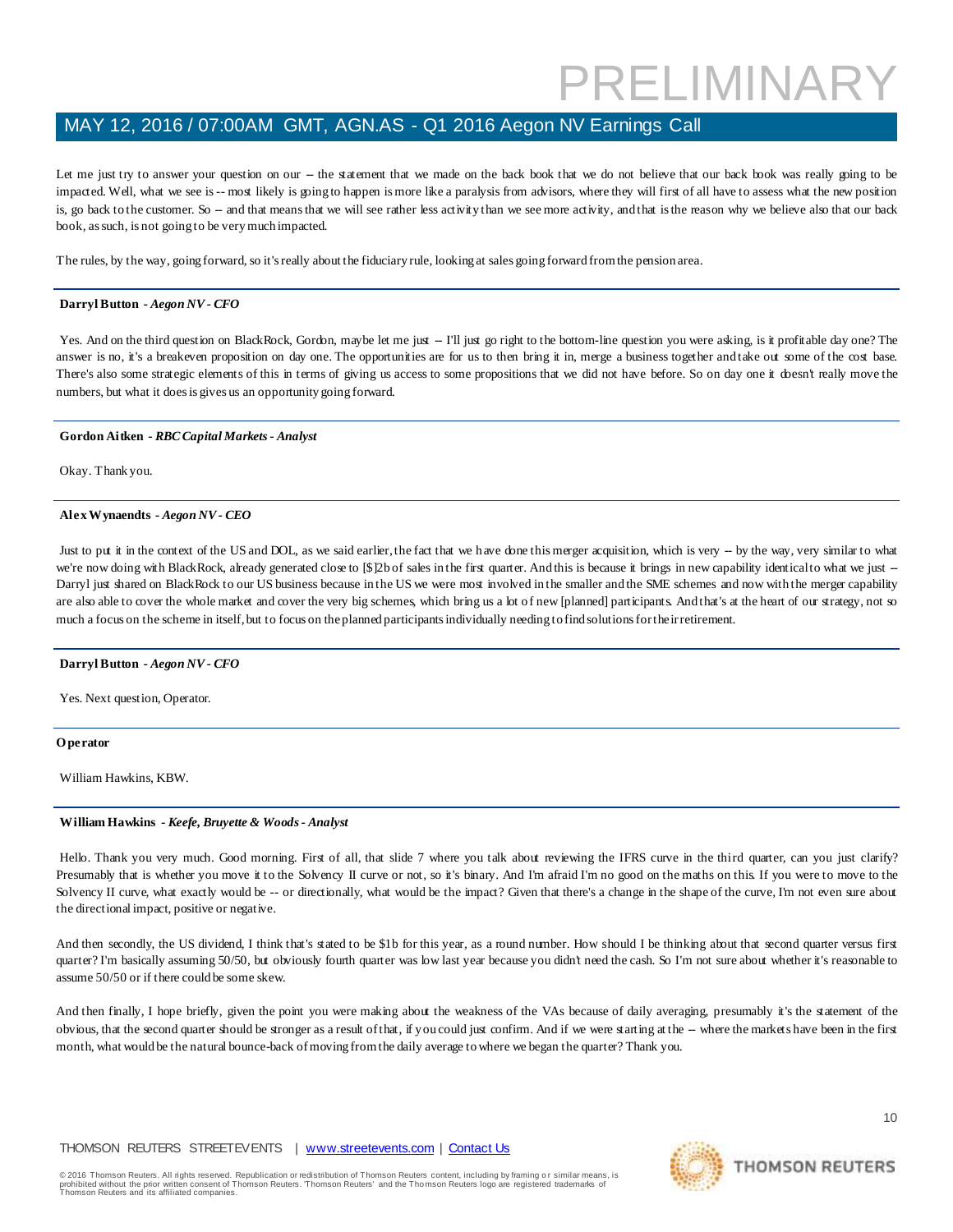Let me just try to answer your question on our -- the statement that we made on the back book that we do not believe that our back book was really going to be impacted. Well, what we see is -- most likely is going to happen is more like a paralysis from advisors, where they will first of all have to assess what the new position is, go back to the customer. So -- and that means that we will see rather less activity than we see more activity, and that is the reason why we believe also that our back book, as such, is not going to be very much impacted.

The rules, by the way, going forward, so it's really about the fiduciary rule, looking at sales going forward from the pension area.

---

**Darryl Button** - *Aegon NV - CFO*

Yes. And on the third question on BlackRock, Gordon, maybe let me just -- I'll just go right to the bottom-line question you were asking, is it profitable day one? The answer is no, it's a breakeven proposition on day one. The opportunities are for us to then bring it in, merge a business together and take out some of the cost base. There's also some strategic elements of this in terms of giving us access to some propositions that we did not have before. So on day one it doesn't really move the numbers, but what it does is gives us an opportunity going forward.

---

**Gordon Aitken** - *RBC Capital Markets - Analyst*

Okay. Thank you.

---

**Alex Wynaendts** - *Aegon NV - CEO*

Just to put it in the context of the US and DOL, as we said earlier, the fact that we have done this merger acquisition, which is very -- by the way, very similar to what we're now doing with BlackRock, already generated close to [$]2b of sales in the first quarter. And this is because it brings in new capability identical to what we just -- Darryl just shared on BlackRock to our US business because in the US we were most involved in the smaller and the SME schemes and now with the merger capability are also able to cover the whole market and cover the very big schemes, which bring us a lot of new [planned] participants. And that's at the heart of our strategy, not so much a focus on the scheme in itself, but to focus on the planned participants individually needing to find solutions for their retirement.

---

**Darryl Button** - *Aegon NV - CFO*

Yes. Next question, Operator.

---

**Operator**

William Hawkins, KBW.

---

**William Hawkins** - *Keefe, Bruyette & Woods - Analyst*

Hello. Thank you very much. Good morning. First of all, that slide 7 where you talk about reviewing the IFRS curve in the third quarter, can you just clarify? Presumably that is whether you move it to the Solvency II curve or not, so it's binary. And I'm afraid I'm no good on the maths on this. If you were to move to the Solvency II curve, what exactly would be -- or directionally, what would be the impact? Given that there's a change in the shape of the curve, I'm not even sure about the directional impact, positive or negative.

And then secondly, the US dividend, I think that's stated to be $1b for this year, as a round number. How should I be thinking about that second quarter versus first quarter? I'm basically assuming 50/50, but obviously fourth quarter was low last year because you didn't need the cash. So I'm not sure about whether it's reasonable to assume 50/50 or if there could be some skew.

And then finally, I hope briefly, given the point you were making about the weakness of the VAs because of daily averaging, presumably it's the statement of the obvious, that the second quarter should be stronger as a result of that, if you could just confirm. And if we were starting at the -- where the markets have been in the first month, what would be the natural bounce-back of moving from the daily average to where we began the quarter? Thank you.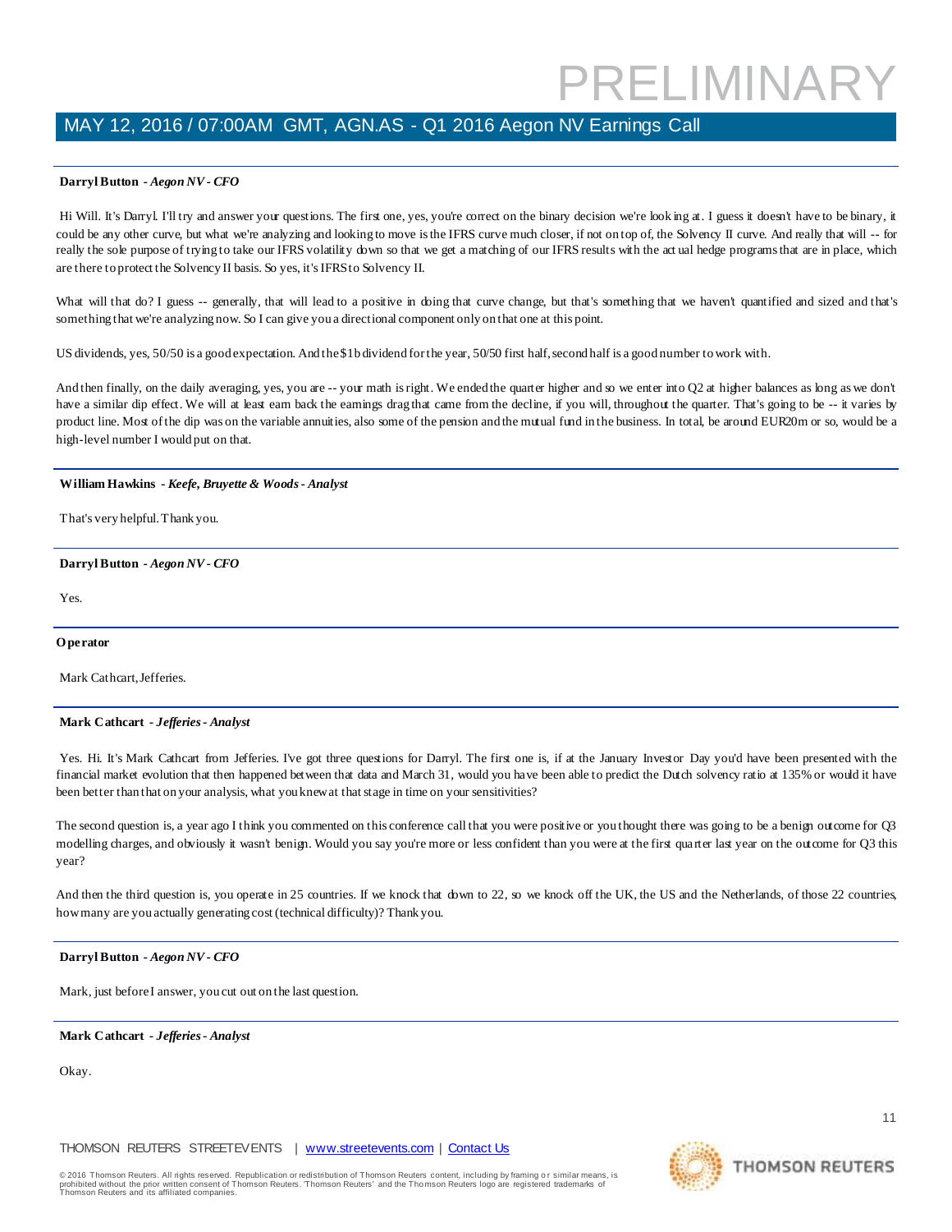**Darryl Button** *- Aegon NV - CFO*

Hi Will. It's Darryl. I'll try and answer your questions. The first one, yes, you're correct on the binary decision we're looking at. I guess it doesn't have to be binary, it could be any other curve, but what we're analyzing and looking to move is the IFRS curve much closer, if not on top of, the Solvency II curve. And really that will -- for really the sole purpose of trying to take our IFRS volatility down so that we get a matching of our IFRS results with the actual hedge programs that are in place, which are there to protect the Solvency II basis. So yes, it's IFRS to Solvency II.

What will that do? I guess -- generally, that will lead to a positive in doing that curve change, but that's something that we haven't quantified and sized and that's something that we're analyzing now. So I can give you a directional component only on that one at this point.

US dividends, yes, 50/50 is a good expectation. And the $1b dividend for the year, 50/50 first half, second half is a good number to work with.

And then finally, on the daily averaging, yes, you are -- your math is right. We ended the quarter higher and so we enter into Q2 at higher balances as long as we don't have a similar dip effect. We will at least earn back the earnings drag that came from the decline, if you will, throughout the quarter. That's going to be -- it varies by product line. Most of the dip was on the variable annuities, also some of the pension and the mutual fund in the business. In total, be around EUR20m or so, would be a high-level number I would put on that.

---

**William Hawkins** *- Keefe, Bruyette & Woods - Analyst*

That's very helpful. Thank you.

---

**Darryl Button** *- Aegon NV - CFO*

Yes.

---

**Operator**

Mark Cathcart, Jefferies.

---

**Mark Cathcart** *- Jefferies - Analyst*

Yes. Hi. It's Mark Cathcart from Jefferies. I've got three questions for Darryl. The first one is, if at the January Investor Day you'd have been presented with the financial market evolution that then happened between that data and March 31, would you have been able to predict the Dutch solvency ratio at 135% or would it have been better than that on your analysis, what you knew at that stage in time on your sensitivities?

The second question is, a year ago I think you commented on this conference call that you were positive or you thought there was going to be a benign outcome for Q3 modelling charges, and obviously it wasn't benign. Would you say you're more or less confident than you were at the first quarter last year on the outcome for Q3 this year?

And then the third question is, you operate in 25 countries. If we knock that down to 22, so we knock off the UK, the US and the Netherlands, of those 22 countries, how many are you actually generating cost (technical difficulty)? Thank you.

---

**Darryl Button** *- Aegon NV - CFO*

Mark, just before I answer, you cut out on the last question.

---

**Mark Cathcart** *- Jefferies - Analyst*

Okay.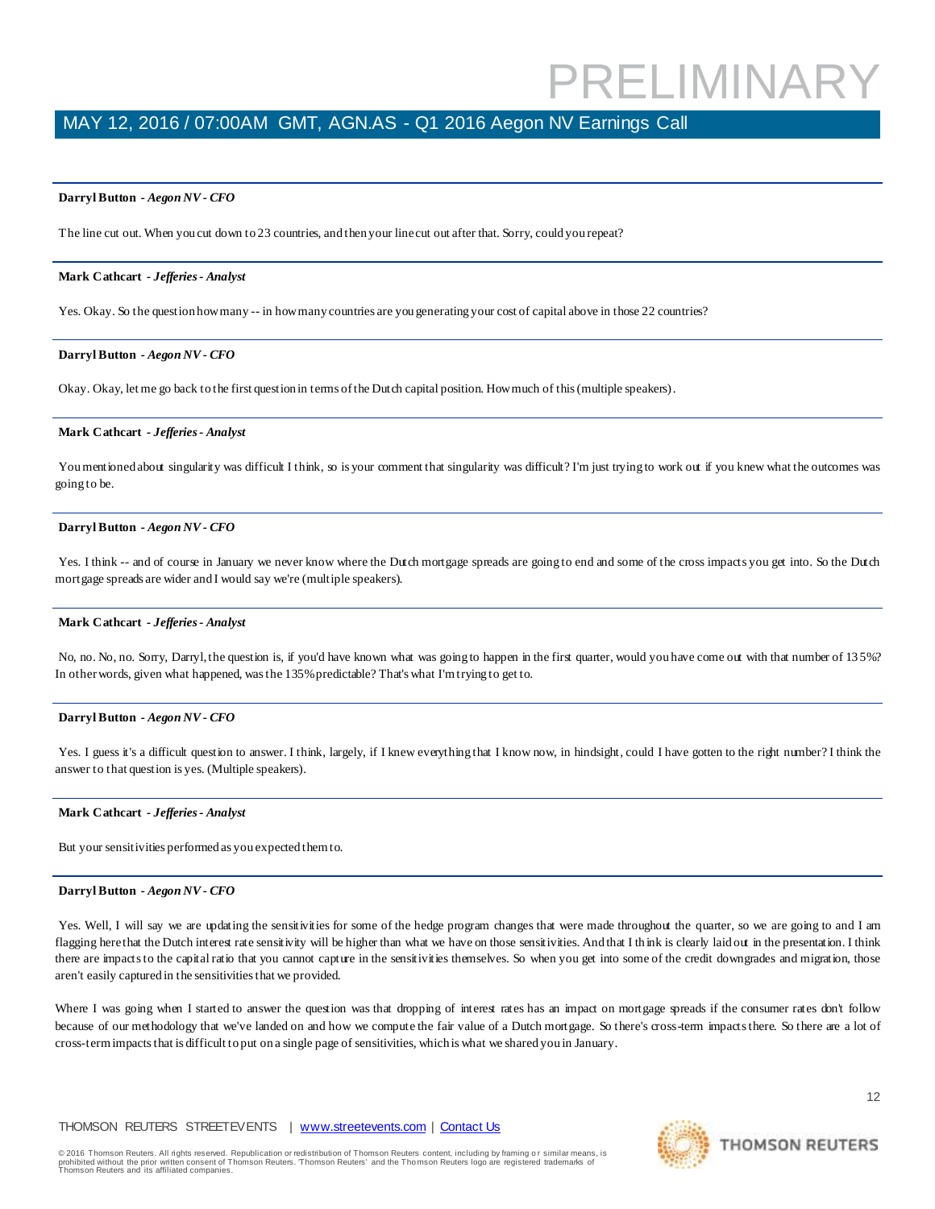**Darryl Button** - *Aegon NV - CFO*

The line cut out. When you cut down to 23 countries, and then your line cut out after that. Sorry, could you repeat?

**Mark Cathcart** - *Jefferies - Analyst*

Yes. Okay. So the question how many -- in how many countries are you generating your cost of capital above in those 22 countries?

**Darryl Button** - *Aegon NV - CFO*

Okay. Okay, let me go back to the first question in terms of the Dutch capital position. How much of this (multiple speakers).

**Mark Cathcart** - *Jefferies - Analyst*

You mentioned about singularity was difficult I think, so is your comment that singularity was difficult? I'm just trying to work out if you knew what the outcomes was going to be.

**Darryl Button** - *Aegon NV - CFO*

Yes. I think -- and of course in January we never know where the Dutch mortgage spreads are going to end and some of the cross impacts you get into. So the Dutch mortgage spreads are wider and I would say we're (multiple speakers).

**Mark Cathcart** - *Jefferies - Analyst*

No, no. No, no. Sorry, Darryl, the question is, if you'd have known what was going to happen in the first quarter, would you have come out with that number of 135%? In other words, given what happened, was the 135% predictable? That's what I'm trying to get to.

**Darryl Button** - *Aegon NV - CFO*

Yes. I guess it's a difficult question to answer. I think, largely, if I knew everything that I know now, in hindsight, could I have gotten to the right number? I think the answer to that question is yes. (Multiple speakers).

**Mark Cathcart** - *Jefferies - Analyst*

But your sensitivities performed as you expected them to.

**Darryl Button** - *Aegon NV - CFO*

Yes. Well, I will say we are updating the sensitivities for some of the hedge program changes that were made throughout the quarter, so we are going to and I am flagging here that the Dutch interest rate sensitivity will be higher than what we have on those sensitivities. And that I think is clearly laid out in the presentation. I think there are impacts to the capital ratio that you cannot capture in the sensitivities themselves. So when you get into some of the credit downgrades and migration, those aren't easily captured in the sensitivities that we provided.

Where I was going when I started to answer the question was that dropping of interest rates has an impact on mortgage spreads if the consumer rates don't follow because of our methodology that we've landed on and how we compute the fair value of a Dutch mortgage. So there's cross-term impacts there. So there are a lot of cross-term impacts that is difficult to put on a single page of sensitivities, which is what we shared you in January.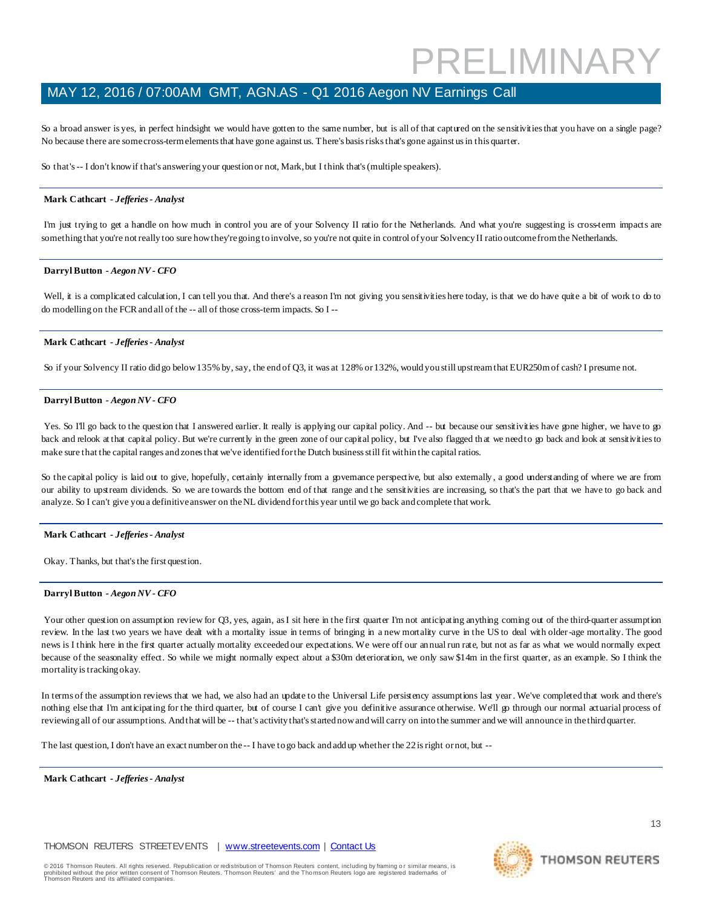So a broad answer is yes, in perfect hindsight we would have gotten to the same number, but is all of that captured on the sensitivities that you have on a single page? No because there are some cross-term elements that have gone against us. There's basis risks that's gone against us in this quarter.

So that's -- I don't know if that's answering your question or not, Mark, but I think that's (multiple speakers).

---

**Mark Cathcart** *- Jefferies - Analyst*

I'm just trying to get a handle on how much in control you are of your Solvency II ratio for the Netherlands. And what you're suggesting is cross-term impacts are something that you're not really too sure how they're going to involve, so you're not quite in control of your Solvency II ratio outcome from the Netherlands.

---

**Darryl Button** *- Aegon NV - CFO*

Well, it is a complicated calculation, I can tell you that. And there's a reason I'm not giving you sensitivities here today, is that we do have quite a bit of work to do to do modelling on the FCR and all of the -- all of those cross-term impacts. So I --

---

**Mark Cathcart** *- Jefferies - Analyst*

So if your Solvency II ratio did go below 135% by, say, the end of Q3, it was at 128% or 132%, would you still upstream that EUR250m of cash? I presume not.

---

**Darryl Button** *- Aegon NV - CFO*

Yes. So I'll go back to the question that I answered earlier. It really is applying our capital policy. And -- but because our sensitivities have gone higher, we have to go back and relook at that capital policy. But we're currently in the green zone of our capital policy, but I've also flagged that we need to go back and look at sensitivities to make sure that the capital ranges and zones that we've identified for the Dutch business still fit within the capital ratios.

So the capital policy is laid out to give, hopefully, certainly internally from a governance perspective, but also externally, a good understanding of where we are from our ability to upstream dividends. So we are towards the bottom end of that range and the sensitivities are increasing, so that's the part that we have to go back and analyze. So I can't give you a definitive answer on the NL dividend for this year until we go back and complete that work.

---

**Mark Cathcart** *- Jefferies - Analyst*

Okay. Thanks, but that's the first question.

---

**Darryl Button** *- Aegon NV - CFO*

Your other question on assumption review for Q3, yes, again, as I sit here in the first quarter I'm not anticipating anything coming out of the third-quarter assumption review. In the last two years we have dealt with a mortality issue in terms of bringing in a new mortality curve in the US to deal with older-age mortality. The good news is I think here in the first quarter actually mortality exceeded our expectations. We were off our annual run rate, but not as far as what we would normally expect because of the seasonality effect. So while we might normally expect about a $30m deterioration, we only saw $14m in the first quarter, as an example. So I think the mortality is tracking okay.

In terms of the assumption reviews that we had, we also had an update to the Universal Life persistency assumptions last year. We've completed that work and there's nothing else that I'm anticipating for the third quarter, but of course I can't give you definitive assurance otherwise. We'll go through our normal actuarial process of reviewing all of our assumptions. And that will be -- that's activity that's started now and will carry on into the summer and we will announce in the third quarter.

The last question, I don't have an exact number on the -- I have to go back and add up whether the 22 is right or not, but --

---

**Mark Cathcart** *- Jefferies - Analyst*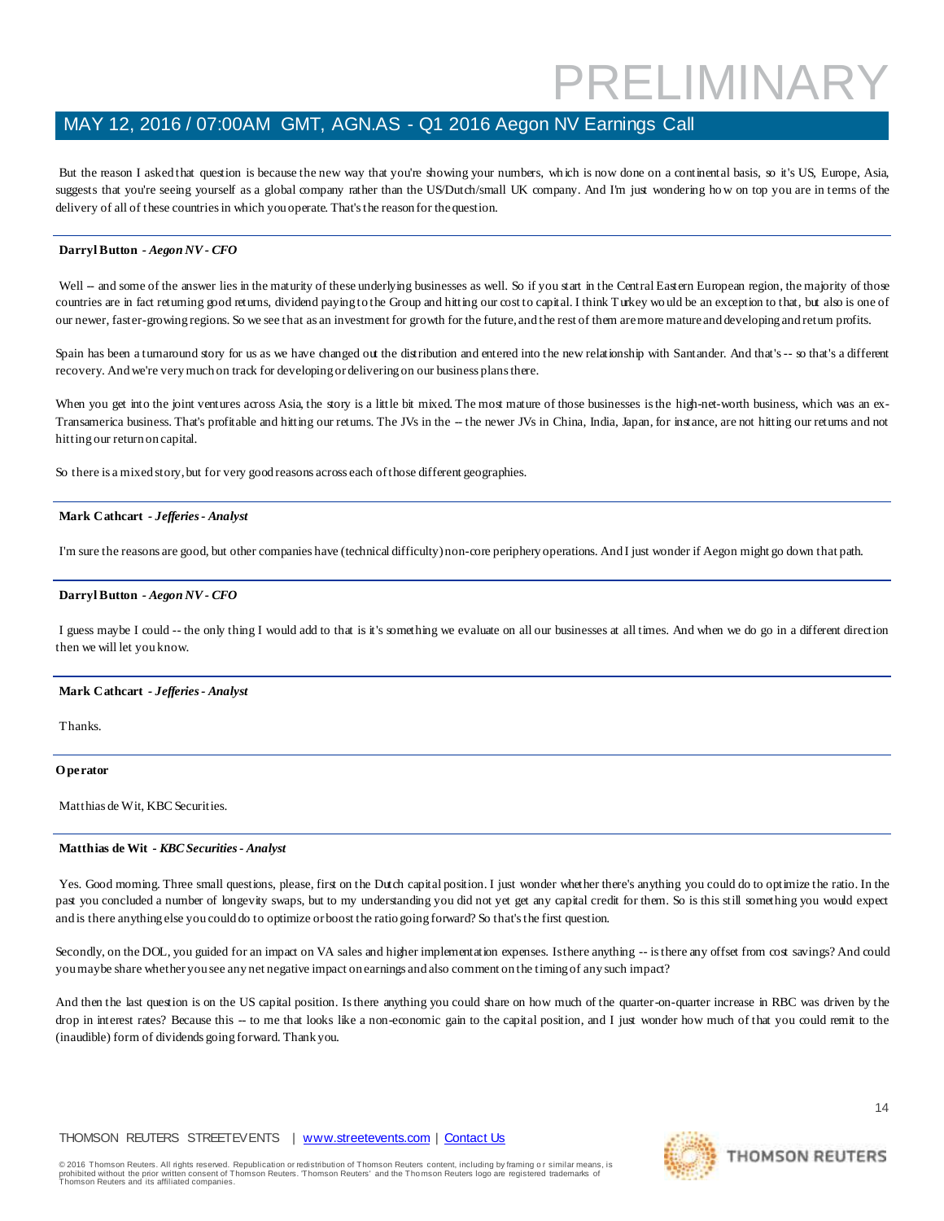But the reason I asked that question is because the new way that you're showing your numbers, which is now done on a continental basis, so it's US, Europe, Asia, suggests that you're seeing yourself as a global company rather than the US/Dutch/small UK company. And I'm just wondering how on top you are in terms of the delivery of all of these countries in which you operate. That's the reason for the question.

---

**Darryl Button** - *Aegon NV - CFO*

Well -- and some of the answer lies in the maturity of these underlying businesses as well. So if you start in the Central Eastern European region, the majority of those countries are in fact returning good returns, dividend paying to the Group and hitting our cost to capital. I think Turkey would be an exception to that, but also is one of our newer, faster-growing regions. So we see that as an investment for growth for the future, and the rest of them are more mature and developing and return profits.

Spain has been a turnaround story for us as we have changed out the distribution and entered into the new relationship with Santander. And that's -- so that's a different recovery. And we're very much on track for developing or delivering on our business plans there.

When you get into the joint ventures across Asia, the story is a little bit mixed. The most mature of those businesses is the high-net-worth business, which was an ex-Transamerica business. That's profitable and hitting our returns. The JVs in the -- the newer JVs in China, India, Japan, for instance, are not hitting our returns and not hitting our return on capital.

So there is a mixed story, but for very good reasons across each of those different geographies.

---

**Mark Cathcart** - *Jefferies - Analyst*

I'm sure the reasons are good, but other companies have (technical difficulty) non-core periphery operations. And I just wonder if Aegon might go down that path.

---

**Darryl Button** - *Aegon NV - CFO*

I guess maybe I could -- the only thing I would add to that is it's something we evaluate on all our businesses at all times. And when we do go in a different direction then we will let you know.

---

**Mark Cathcart** - *Jefferies - Analyst*

Thanks.

---

**Operator**

Matthias de Wit, KBC Securities.

---

**Matthias de Wit** - *KBC Securities - Analyst*

Yes. Good morning. Three small questions, please, first on the Dutch capital position. I just wonder whether there's anything you could do to optimize the ratio. In the past you concluded a number of longevity swaps, but to my understanding you did not yet get any capital credit for them. So is this still something you would expect and is there anything else you could do to optimize or boost the ratio going forward? So that's the first question.

Secondly, on the DOL, you guided for an impact on VA sales and higher implementation expenses. Is there anything -- is there any offset from cost savings? And could you maybe share whether you see any net negative impact on earnings and also comment on the timing of any such impact?

And then the last question is on the US capital position. Is there anything you could share on how much of the quarter-on-quarter increase in RBC was driven by the drop in interest rates? Because this -- to me that looks like a non-economic gain to the capital position, and I just wonder how much of that you could remit to the (inaudible) form of dividends going forward. Thank you.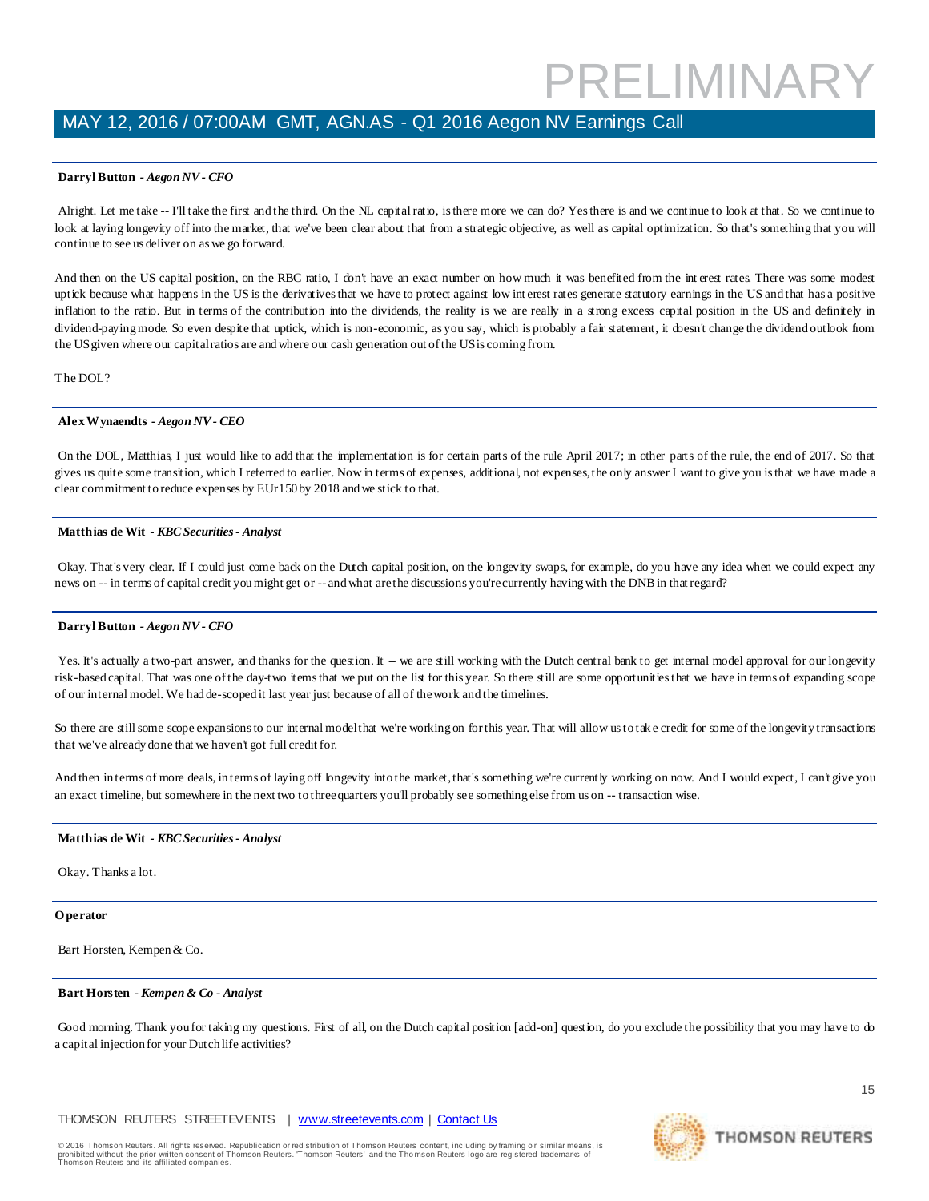**Darryl Button** *- Aegon NV - CFO*

Alright. Let me take -- I'll take the first and the third. On the NL capital ratio, is there more we can do? Yes there is and we continue to look at that. So we continue to look at laying longevity off into the market, that we've been clear about that from a strategic objective, as well as capital optimization. So that's something that you will continue to see us deliver on as we go forward.

And then on the US capital position, on the RBC ratio, I don't have an exact number on how much it was benefited from the interest rates. There was some modest uptick because what happens in the US is the derivatives that we have to protect against low interest rates generate statutory earnings in the US and that has a positive inflation to the ratio. But in terms of the contribution into the dividends, the reality is we are really in a strong excess capital position in the US and definitely in dividend-paying mode. So even despite that uptick, which is non-economic, as you say, which is probably a fair statement, it doesn't change the dividend outlook from the US given where our capital ratios are and where our cash generation out of the US is coming from.

The DOL?

**Alex Wynaendts** *- Aegon NV - CEO*

On the DOL, Matthias, I just would like to add that the implementation is for certain parts of the rule April 2017; in other parts of the rule, the end of 2017. So that gives us quite some transition, which I referred to earlier. Now in terms of expenses, additional, not expenses, the only answer I want to give you is that we have made a clear commitment to reduce expenses by EUr150 by 2018 and we stick to that.

**Matthias de Wit** *- KBC Securities - Analyst*

Okay. That's very clear. If I could just come back on the Dutch capital position, on the longevity swaps, for example, do you have any idea when we could expect any news on -- in terms of capital credit you might get or -- and what are the discussions you're currently having with the DNB in that regard?

**Darryl Button** *- Aegon NV - CFO*

Yes. It's actually a two-part answer, and thanks for the question. It -- we are still working with the Dutch central bank to get internal model approval for our longevity risk-based capital. That was one of the day-two items that we put on the list for this year. So there still are some opportunities that we have in terms of expanding scope of our internal model. We had de-scoped it last year just because of all of the work and the timelines.

So there are still some scope expansions to our internal model that we're working on for this year. That will allow us to take credit for some of the longevity transactions that we've already done that we haven't got full credit for.

And then in terms of more deals, in terms of laying off longevity into the market, that's something we're currently working on now. And I would expect, I can't give you an exact timeline, but somewhere in the next two to three quarters you'll probably see something else from us on -- transaction wise.

**Matthias de Wit** *- KBC Securities - Analyst*

Okay. Thanks a lot.

**Operator**

Bart Horsten, Kempen & Co.

**Bart Horsten** *- Kempen & Co - Analyst*

Good morning. Thank you for taking my questions. First of all, on the Dutch capital position [add-on] question, do you exclude the possibility that you may have to do a capital injection for your Dutch life activities?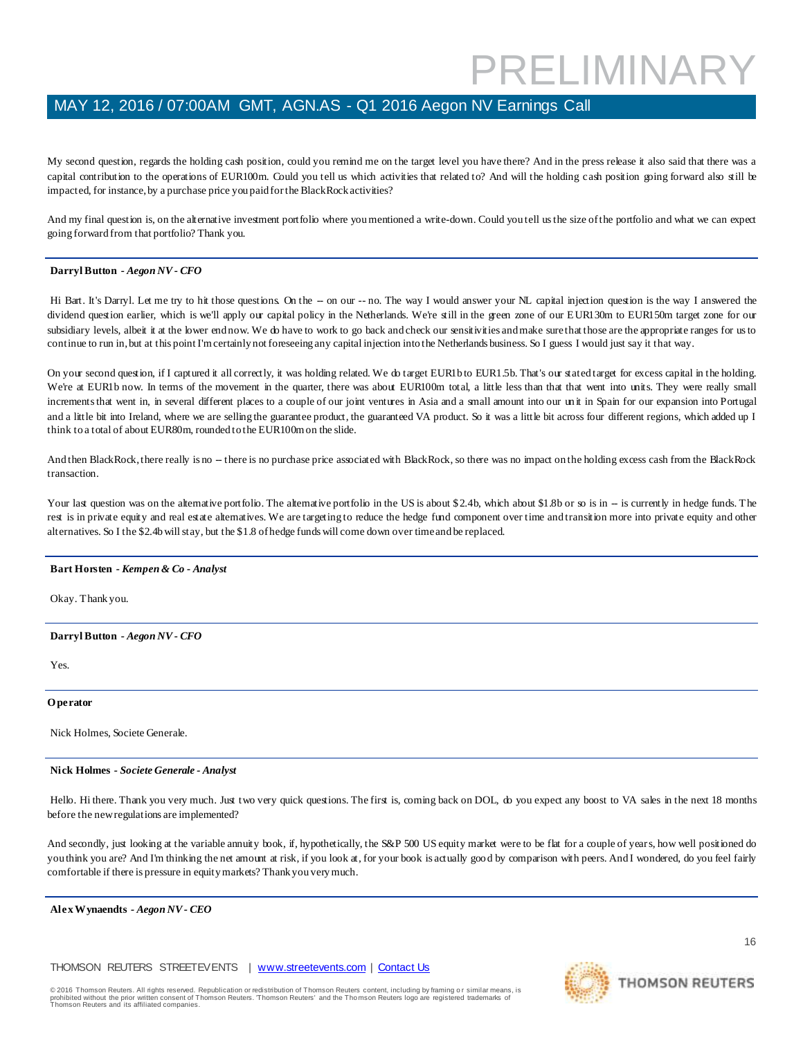My second question, regards the holding cash position, could you remind me on the target level you have there? And in the press release it also said that there was a capital contribution to the operations of EUR100m. Could you tell us which activities that related to? And will the holding cash position going forward also still be impacted, for instance, by a purchase price you paid for the BlackRock activities?

And my final question is, on the alternative investment portfolio where you mentioned a write-down. Could you tell us the size of the portfolio and what we can expect going forward from that portfolio? Thank you.

**Darryl Button** - *Aegon NV - CFO*

Hi Bart. It's Darryl. Let me try to hit those questions. On the -- on our -- no. The way I would answer your NL capital injection question is the way I answered the dividend question earlier, which is we'll apply our capital policy in the Netherlands. We're still in the green zone of our EUR130m to EUR150m target zone for our subsidiary levels, albeit it at the lower end now. We do have to work to go back and check our sensitivities and make sure that those are the appropriate ranges for us to continue to run in, but at this point I'm certainly not foreseeing any capital injection into the Netherlands business. So I guess I would just say it that way.

On your second question, if I captured it all correctly, it was holding related. We do target EUR1b to EUR1.5b. That's our stated target for excess capital in the holding. We're at EUR1b now. In terms of the movement in the quarter, there was about EUR100m total, a little less than that that went into units. They were really small increments that went in, in several different places to a couple of our joint ventures in Asia and a small amount into our unit in Spain for our expansion into Portugal and a little bit into Ireland, where we are selling the guarantee product, the guaranteed VA product. So it was a little bit across four different regions, which added up I think to a total of about EUR80m, rounded to the EUR100m on the slide.

And then BlackRock, there really is no -- there is no purchase price associated with BlackRock, so there was no impact on the holding excess cash from the BlackRock transaction.

Your last question was on the alternative portfolio. The alternative portfolio in the US is about $2.4b, which about $1.8b or so is in -- is currently in hedge funds. The rest is in private equity and real estate alternatives. We are targeting to reduce the hedge fund component over time and transition more into private equity and other alternatives. So I the $2.4b will stay, but the $1.8 of hedge funds will come down over time and be replaced.

**Bart Horsten** - *Kempen & Co - Analyst*

Okay. Thank you.

**Darryl Button** - *Aegon NV - CFO*

Yes.

**Operator**

Nick Holmes, Societe Generale.

**Nick Holmes** - *Societe Generale - Analyst*

Hello. Hi there. Thank you very much. Just two very quick questions. The first is, coming back on DOL, do you expect any boost to VA sales in the next 18 months before the new regulations are implemented?

And secondly, just looking at the variable annuity book, if, hypothetically, the S&P 500 US equity market were to be flat for a couple of years, how well positioned do you think you are? And I'm thinking the net amount at risk, if you look at, for your book is actually good by comparison with peers. And I wondered, do you feel fairly comfortable if there is pressure in equity markets? Thank you very much.

**Alex Wynaendts** - *Aegon NV - CEO*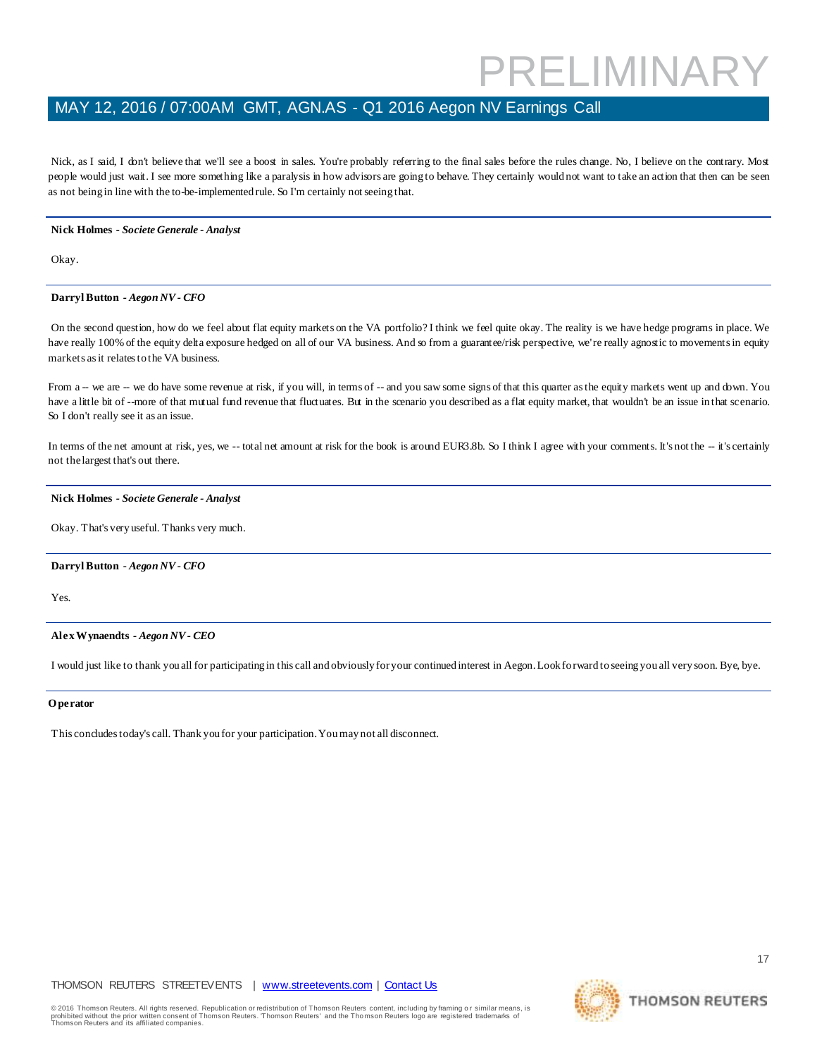Nick, as I said, I don't believe that we'll see a boost in sales. You're probably referring to the final sales before the rules change. No, I believe on the contrary. Most people would just wait. I see more something like a paralysis in how advisors are going to behave. They certainly would not want to take an action that then can be seen as not being in line with the to-be-implemented rule. So I'm certainly not seeing that.

---

**Nick Holmes** *- Societe Generale - Analyst*

Okay.

---

**Darryl Button** *- Aegon NV - CFO*

On the second question, how do we feel about flat equity markets on the VA portfolio? I think we feel quite okay. The reality is we have hedge programs in place. We have really 100% of the equity delta exposure hedged on all of our VA business. And so from a guarantee/risk perspective, we're really agnostic to movements in equity markets as it relates to the VA business.

From a -- we are -- we do have some revenue at risk, if you will, in terms of -- and you saw some signs of that this quarter as the equity markets went up and down. You have a little bit of --more of that mutual fund revenue that fluctuates. But in the scenario you described as a flat equity market, that wouldn't be an issue in that scenario. So I don't really see it as an issue.

In terms of the net amount at risk, yes, we -- total net amount at risk for the book is around EUR3.8b. So I think I agree with your comments. It's not the -- it's certainly not the largest that's out there.

---

**Nick Holmes** *- Societe Generale - Analyst*

Okay. That's very useful. Thanks very much.

---

**Darryl Button** *- Aegon NV - CFO*

Yes.

---

**Alex Wynaendts** *- Aegon NV - CEO*

I would just like to thank you all for participating in this call and obviously for your continued interest in Aegon. Look forward to seeing you all very soon. Bye, bye.

---

**Operator**

This concludes today's call. Thank you for your participation. You may not all disconnect.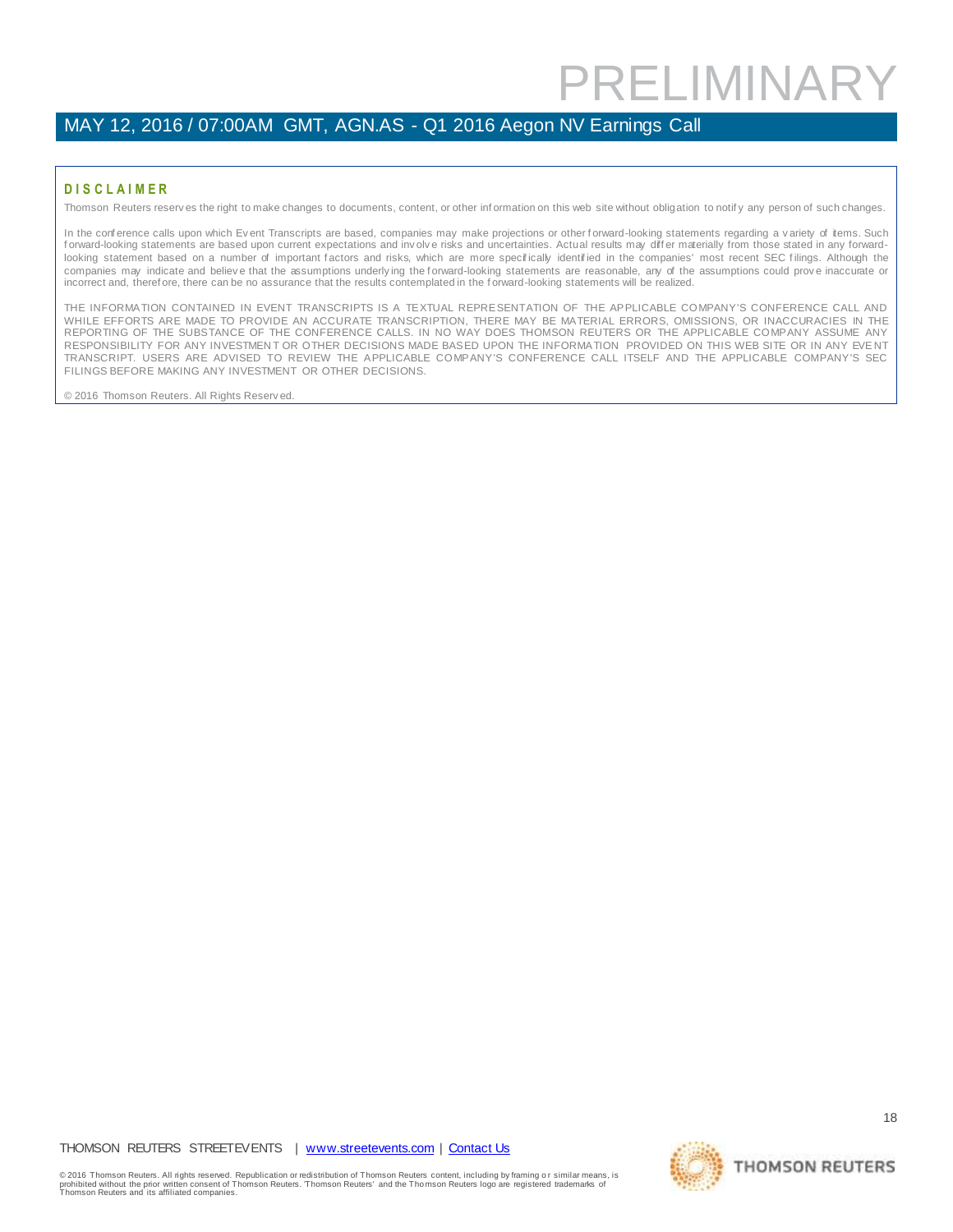## DISCLAIMER

Thomson Reuters reserves the right to make changes to documents, content, or other information on this web site without obligation to notify any person of such changes.

In the conference calls upon which Event Transcripts are based, companies may make projections or other forward-looking statements regarding a variety of items. Such forward-looking statements are based upon current expectations and involve risks and uncertainties. Actual results may differ materially from those stated in any forward-looking statement based on a number of important factors and risks, which are more specifically identified in the companies' most recent SEC filings. Although the companies may indicate and believe that the assumptions underlying the forward-looking statements are reasonable, any of the assumptions could prove inaccurate or incorrect and, therefore, there can be no assurance that the results contemplated in the forward-looking statements will be realized.

THE INFORMATION CONTAINED IN EVENT TRANSCRIPTS IS A TEXTUAL REPRESENTATION OF THE APPLICABLE COMPANY'S CONFERENCE CALL AND WHILE EFFORTS ARE MADE TO PROVIDE AN ACCURATE TRANSCRIPTION, THERE MAY BE MATERIAL ERRORS, OMISSIONS, OR INACCURACIES IN THE REPORTING OF THE SUBSTANCE OF THE CONFERENCE CALLS. IN NO WAY DOES THOMSON REUTERS OR THE APPLICABLE COMPANY ASSUME ANY RESPONSIBILITY FOR ANY INVESTMENT OR OTHER DECISIONS MADE BASED UPON THE INFORMATION PROVIDED ON THIS WEB SITE OR IN ANY EVENT TRANSCRIPT. USERS ARE ADVISED TO REVIEW THE APPLICABLE COMPANY'S CONFERENCE CALL ITSELF AND THE APPLICABLE COMPANY'S SEC FILINGS BEFORE MAKING ANY INVESTMENT OR OTHER DECISIONS.

© 2016 Thomson Reuters. All Rights Reserved.